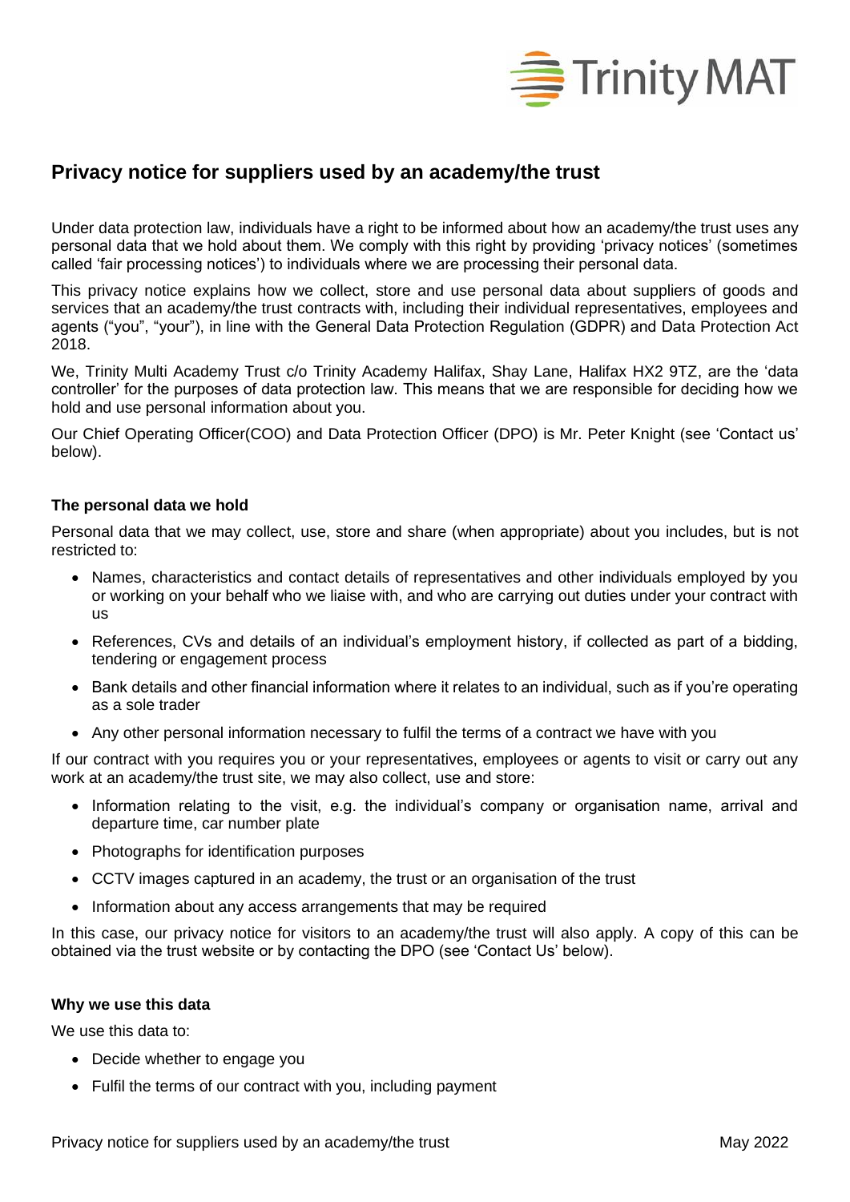## Privacy notice for suppliers used by an academy/the trust

Under data protection law, individuals have a right to be informed about how an academy/the trust uses any personal data that we hold about them. We comply with this right by providing 'privacy notices' (sometimes called 'fair processing notices') to individuals where we are processing their personal data.

This privacy notice explains how we collect, store and use personal data about suppliers of goods and services that an academy/the trust contracts with, including their individual representatives, employees and agents ("you", "your"), in line with the General Data Protection Regulation (GDPR) and Data Protection Act 2018.

We, Trinity Multi Academy Trust c/o Trinity Academy Halifax, Shay Lane, Halifax HX2 9TZ, are the 'data controller' for the purposes of data protection law. This means that we are responsible for deciding how we hold and use personal information about you.

Our Chief Operating Officer(COO) and Data Protection Officer (DPO) is Mr. Peter Knight (see 'Contact us' below).

### The personal data we hold

Personal data that we may collect, use, store and share (when appropriate) about you includes, but is not restricted to:

- Names, characteristics and contact details of representatives and other individuals employed by you or working on your behalf who we liaise with, and who are carrying out duties under your contract with us
- References, CVs and details of an individual's employment history, if collected as part of a bidding, tendering or engagement process
- Bank details and other financial information where it relates to an individual, such as if you're operating as a sole trader
- Any other personal information necessary to fulfil the terms of a contract we have with you

If our contract with you requires you or your representatives, employees or agents to visit or carry out any work at an academy/the trust site, we may also collect, use and store:

- Information relating to the visit, e.g. the individual's company or organisation name, arrival and departure time, car number plate
- Photographs for identification purposes
- CCTV images captured in an academy, the trust or an organisation of the trust
- Information about any access arrangements that may be required

In this case, our privacy notice for visitors to an academy/the trust will also apply. A copy of this can be obtained via the trust website or by contacting the DPO (see 'Contact Us' below).

### Why we use this data

We use this data to:

- Decide whether to engage you
- Fulfil the terms of our contract with you, including payment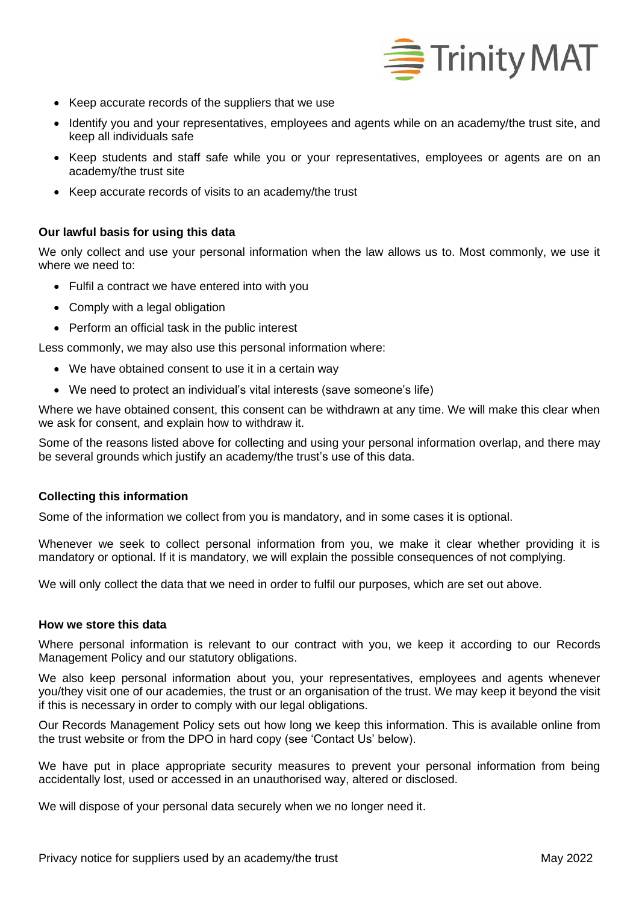- Keep accurate records of the suppliers that we use
- Identify you and your representatives, employees and agents while on an academy/the trust site, and keep all individuals safe
- Keep students and staff safe while you or your representatives, employees or agents are on an academy/the trust site
- Keep accurate records of visits to an academy/the trust

**Our lawful basis for using this data**

We only collect and use your personal information when the law allows us to. Most commonly, we use it where we need to:

- Fulfil a contract we have entered into with you
- Comply with a legal obligation
- Perform an official task in the public interest

Less commonly, we may also use this personal information where:

- We have obtained consent to use it in a certain way
- We need to protect an individual's vital interests (save someone's life)

Where we have obtained consent, this consent can be withdrawn at any time. We will make this clear when we ask for consent, and explain how to withdraw it.

Some of the reasons listed above for collecting and using your personal information overlap, and there may be several grounds which justify an academy/the trust's use of this data.

**Collecting this information**

Some of the information we collect from you is mandatory, and in some cases it is optional.

Whenever we seek to collect personal information from you, we make it clear whether providing it is mandatory or optional. If it is mandatory, we will explain the possible consequences of not complying.

We will only collect the data that we need in order to fulfil our purposes, which are set out above.

**How we store this data**

Where personal information is relevant to our contract with you, we keep it according to our Records Management Policy and our statutory obligations.

We also keep personal information about you, your representatives, employees and agents whenever you/they visit one of our academies, the trust or an organisation of the trust. We may keep it beyond the visit if this is necessary in order to comply with our legal obligations.

Our Records Management Policy sets out how long we keep this information. This is available online from the trust website or from the DPO in hard copy (see 'Contact Us' below).

We have put in place appropriate security measures to prevent your personal information from being accidentally lost, used or accessed in an unauthorised way, altered or disclosed.

We will dispose of your personal data securely when we no longer need it.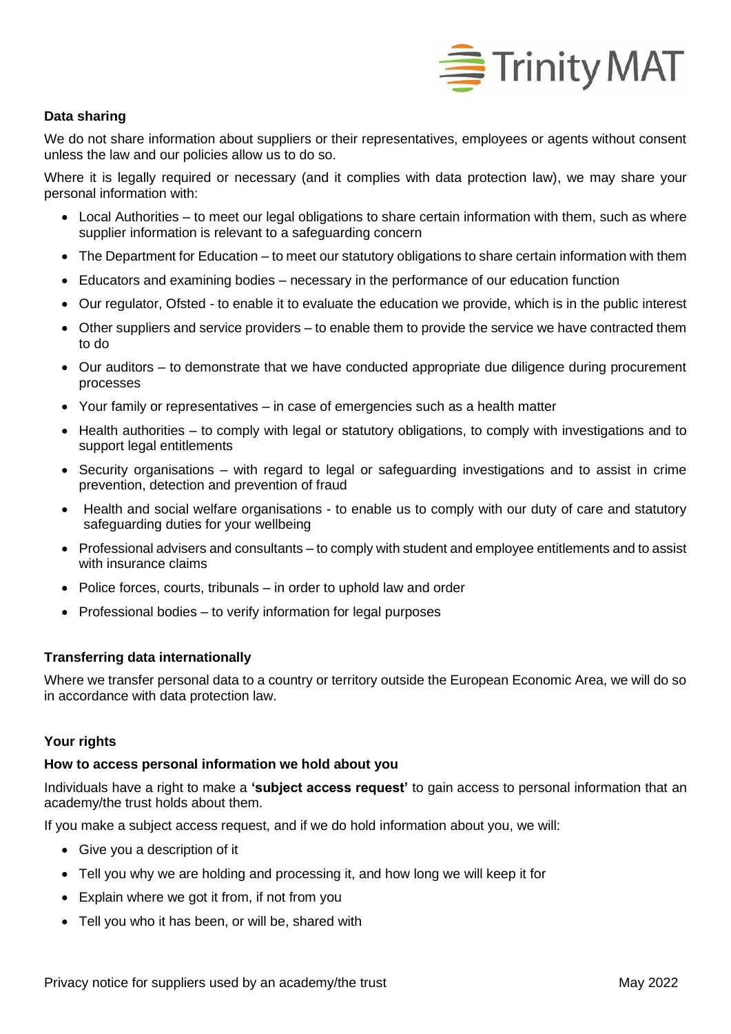### Data sharing

We do not share information about suppliers or their representatives, employees or agents without consent unless the law and our policies allow us to do so.

Where it is legally required or necessary (and it complies with data protection law), we may share your personal information with:

- Local Authorities – to meet our legal obligations to share certain information with them, such as where supplier information is relevant to a safeguarding concern
- The Department for Education – to meet our statutory obligations to share certain information with them
- Educators and examining bodies – necessary in the performance of our education function
- Our regulator, Ofsted - to enable it to evaluate the education we provide, which is in the public interest
- Other suppliers and service providers – to enable them to provide the service we have contracted them to do
- Our auditors – to demonstrate that we have conducted appropriate due diligence during procurement processes
- Your family or representatives – in case of emergencies such as a health matter
- Health authorities – to comply with legal or statutory obligations, to comply with investigations and to support legal entitlements
- Security organisations – with regard to legal or safeguarding investigations and to assist in crime prevention, detection and prevention of fraud
- Health and social welfare organisations - to enable us to comply with our duty of care and statutory safeguarding duties for your wellbeing
- Professional advisers and consultants – to comply with student and employee entitlements and to assist with insurance claims
- Police forces, courts, tribunals – in order to uphold law and order
- Professional bodies – to verify information for legal purposes

### Transferring data internationally

Where we transfer personal data to a country or territory outside the European Economic Area, we will do so in accordance with data protection law.

### Your rights

#### How to access personal information we hold about you

Individuals have a right to make a **'subject access request'** to gain access to personal information that an academy/the trust holds about them.

If you make a subject access request, and if we do hold information about you, we will:

- Give you a description of it
- Tell you why we are holding and processing it, and how long we will keep it for
- Explain where we got it from, if not from you
- Tell you who it has been, or will be, shared with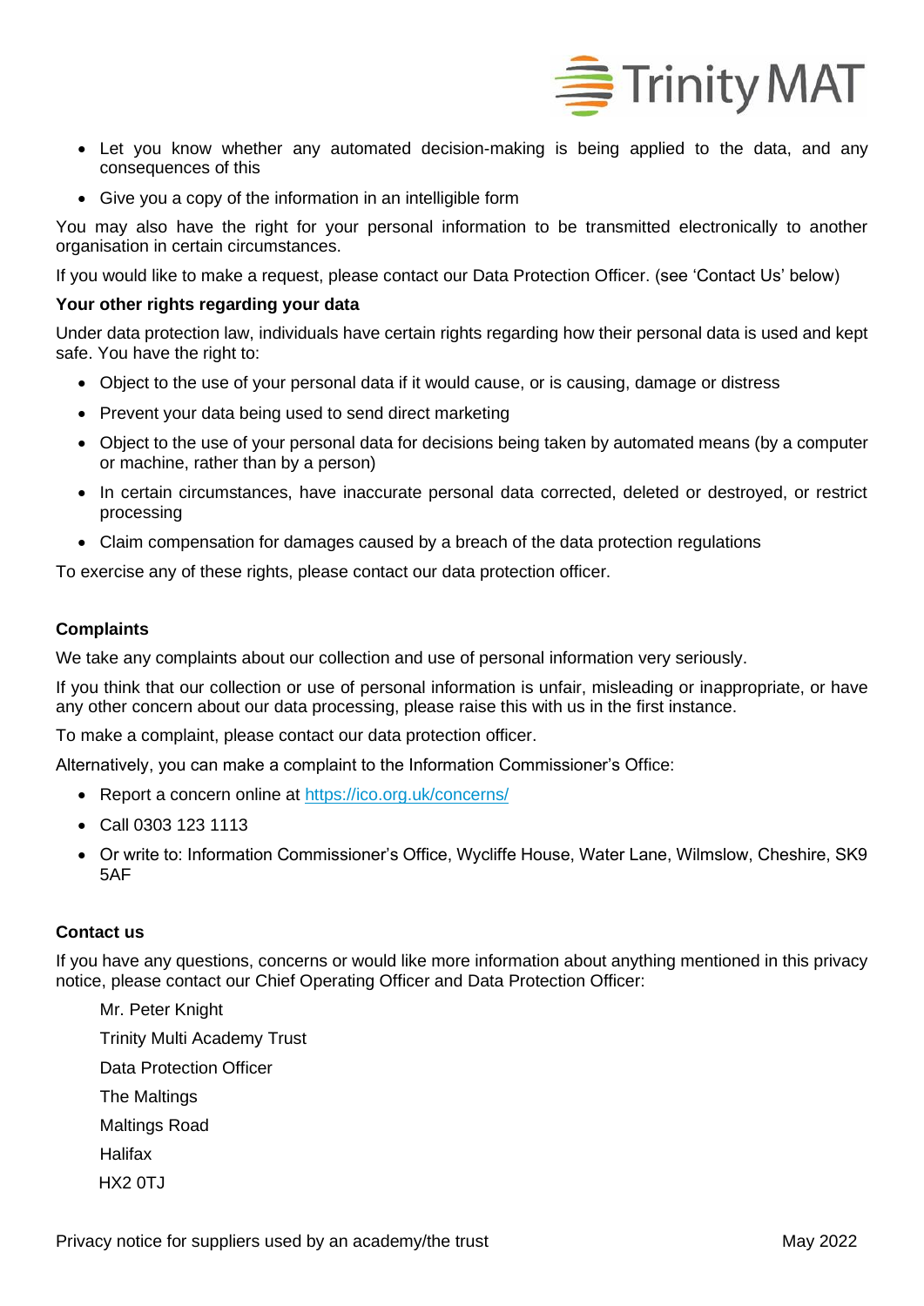- Let you know whether any automated decision-making is being applied to the data, and any consequences of this
- Give you a copy of the information in an intelligible form

You may also have the right for your personal information to be transmitted electronically to another organisation in certain circumstances.

If you would like to make a request, please contact our Data Protection Officer. (see 'Contact Us' below)

**Your other rights regarding your data**

Under data protection law, individuals have certain rights regarding how their personal data is used and kept safe. You have the right to:

- Object to the use of your personal data if it would cause, or is causing, damage or distress
- Prevent your data being used to send direct marketing
- Object to the use of your personal data for decisions being taken by automated means (by a computer or machine, rather than by a person)
- In certain circumstances, have inaccurate personal data corrected, deleted or destroyed, or restrict processing
- Claim compensation for damages caused by a breach of the data protection regulations

To exercise any of these rights, please contact our data protection officer.

**Complaints**

We take any complaints about our collection and use of personal information very seriously.

If you think that our collection or use of personal information is unfair, misleading or inappropriate, or have any other concern about our data processing, please raise this with us in the first instance.

To make a complaint, please contact our data protection officer.

Alternatively, you can make a complaint to the Information Commissioner's Office:

- Report a concern online at https://ico.org.uk/concerns/
- Call 0303 123 1113
- Or write to: Information Commissioner's Office, Wycliffe House, Water Lane, Wilmslow, Cheshire, SK9 5AF

**Contact us**

If you have any questions, concerns or would like more information about anything mentioned in this privacy notice, please contact our Chief Operating Officer and Data Protection Officer:

Mr. Peter Knight
Trinity Multi Academy Trust
Data Protection Officer
The Maltings
Maltings Road
Halifax
HX2 0TJ